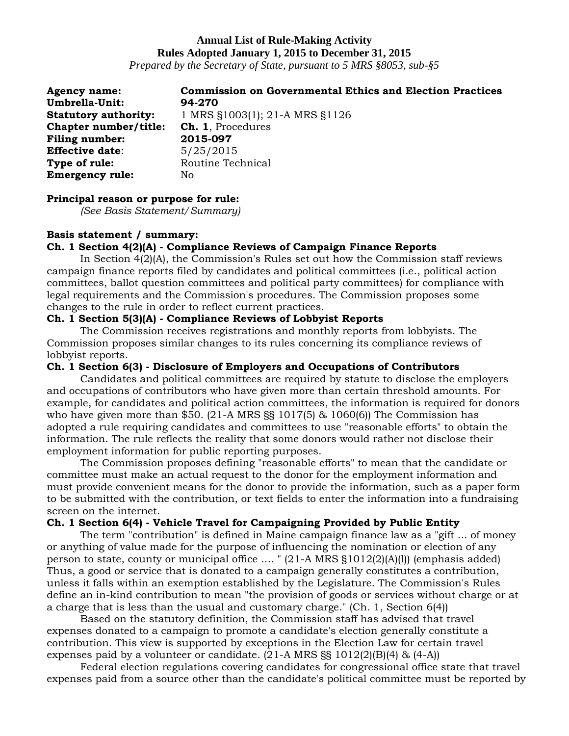**Annual List of Rule-Making Activity**
**Rules Adopted January 1, 2015 to December 31, 2015**
*Prepared by the Secretary of State, pursuant to 5 MRS §8053, sub-§5*

**Agency name:** **Commission on Governmental Ethics and Election Practices**
**Umbrella-Unit:** **94-270**
**Statutory authority:** 1 MRS §1003(1); 21-A MRS §1126
**Chapter number/title:** **Ch. 1**, Procedures
**Filing number:** **2015-097**
**Effective date**: 5/25/2015
**Type of rule:** Routine Technical
**Emergency rule:** No

**Principal reason or purpose for rule:**
*(See Basis Statement/Summary)*

**Basis statement / summary:**

**Ch. 1 Section 4(2)(A) - Compliance Reviews of Campaign Finance Reports**

In Section 4(2)(A), the Commission's Rules set out how the Commission staff reviews campaign finance reports filed by candidates and political committees (i.e., political action committees, ballot question committees and political party committees) for compliance with legal requirements and the Commission's procedures. The Commission proposes some changes to the rule in order to reflect current practices.

**Ch. 1 Section 5(3)(A) - Compliance Reviews of Lobbyist Reports**

The Commission receives registrations and monthly reports from lobbyists. The Commission proposes similar changes to its rules concerning its compliance reviews of lobbyist reports.

**Ch. 1 Section 6(3) - Disclosure of Employers and Occupations of Contributors**

Candidates and political committees are required by statute to disclose the employers and occupations of contributors who have given more than certain threshold amounts. For example, for candidates and political action committees, the information is required for donors who have given more than $50. (21-A MRS §§ 1017(5) & 1060(6)) The Commission has adopted a rule requiring candidates and committees to use "reasonable efforts" to obtain the information. The rule reflects the reality that some donors would rather not disclose their employment information for public reporting purposes.

The Commission proposes defining "reasonable efforts" to mean that the candidate or committee must make an actual request to the donor for the employment information and must provide convenient means for the donor to provide the information, such as a paper form to be submitted with the contribution, or text fields to enter the information into a fundraising screen on the internet.

**Ch. 1 Section 6(4) - Vehicle Travel for Campaigning Provided by Public Entity**

The term "contribution" is defined in Maine campaign finance law as a "gift ... of money or anything of value made for the purpose of influencing the nomination or election of any person to state, county or municipal office .... " (21-A MRS §1012(2)(A)(l)) (emphasis added) Thus, a good or service that is donated to a campaign generally constitutes a contribution, unless it falls within an exemption established by the Legislature. The Commission's Rules define an in-kind contribution to mean "the provision of goods or services without charge or at a charge that is less than the usual and customary charge." (Ch. 1, Section 6(4))

Based on the statutory definition, the Commission staff has advised that travel expenses donated to a campaign to promote a candidate's election generally constitute a contribution. This view is supported by exceptions in the Election Law for certain travel expenses paid by a volunteer or candidate. (21-A MRS §§ 1012(2)(B)(4) & (4-A))

Federal election regulations covering candidates for congressional office state that travel expenses paid from a source other than the candidate's political committee must be reported by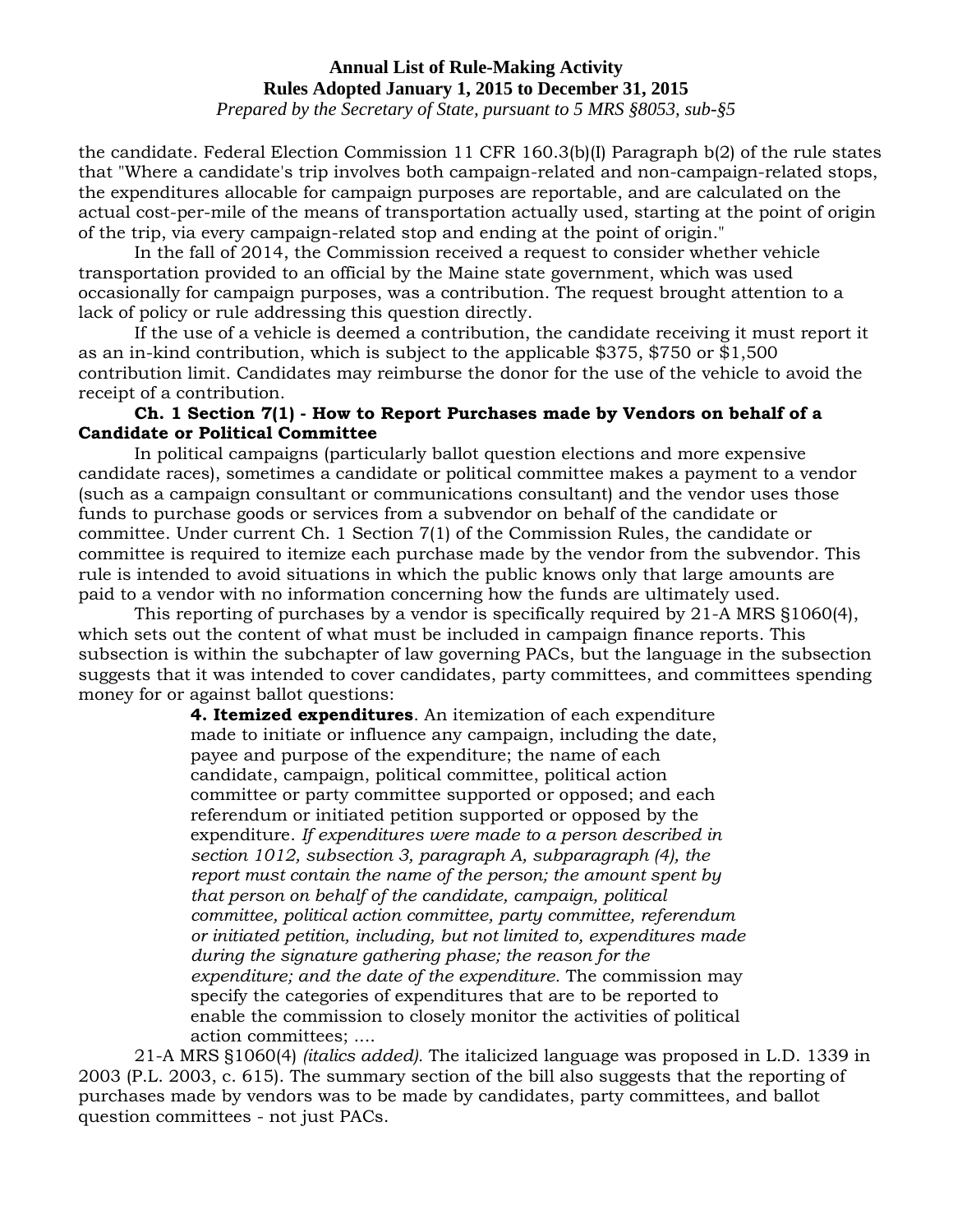the candidate. Federal Election Commission 11 CFR 160.3(b)(I) Paragraph b(2) of the rule states that "Where a candidate's trip involves both campaign-related and non-campaign-related stops, the expenditures allocable for campaign purposes are reportable, and are calculated on the actual cost-per-mile of the means of transportation actually used, starting at the point of origin of the trip, via every campaign-related stop and ending at the point of origin."

In the fall of 2014, the Commission received a request to consider whether vehicle transportation provided to an official by the Maine state government, which was used occasionally for campaign purposes, was a contribution. The request brought attention to a lack of policy or rule addressing this question directly.

If the use of a vehicle is deemed a contribution, the candidate receiving it must report it as an in-kind contribution, which is subject to the applicable $375, $750 or $1,500 contribution limit. Candidates may reimburse the donor for the use of the vehicle to avoid the receipt of a contribution.

**Ch. 1 Section 7(1) - How to Report Purchases made by Vendors on behalf of a Candidate or Political Committee**

In political campaigns (particularly ballot question elections and more expensive candidate races), sometimes a candidate or political committee makes a payment to a vendor (such as a campaign consultant or communications consultant) and the vendor uses those funds to purchase goods or services from a subvendor on behalf of the candidate or committee. Under current Ch. 1 Section 7(1) of the Commission Rules, the candidate or committee is required to itemize each purchase made by the vendor from the subvendor. This rule is intended to avoid situations in which the public knows only that large amounts are paid to a vendor with no information concerning how the funds are ultimately used.

This reporting of purchases by a vendor is specifically required by 21-A MRS §1060(4), which sets out the content of what must be included in campaign finance reports. This subsection is within the subchapter of law governing PACs, but the language in the subsection suggests that it was intended to cover candidates, party committees, and committees spending money for or against ballot questions:

> **4. Itemized expenditures**. An itemization of each expenditure made to initiate or influence any campaign, including the date, payee and purpose of the expenditure; the name of each candidate, campaign, political committee, political action committee or party committee supported or opposed; and each referendum or initiated petition supported or opposed by the expenditure. *If expenditures were made to a person described in section 1012, subsection 3, paragraph A, subparagraph (4), the report must contain the name of the person; the amount spent by that person on behalf of the candidate, campaign, political committee, political action committee, party committee, referendum or initiated petition, including, but not limited to, expenditures made during the signature gathering phase; the reason for the expenditure; and the date of the expenditure.* The commission may specify the categories of expenditures that are to be reported to enable the commission to closely monitor the activities of political action committees; ....

21-A MRS §1060(4) *(italics added).* The italicized language was proposed in L.D. 1339 in 2003 (P.L. 2003, c. 615). The summary section of the bill also suggests that the reporting of purchases made by vendors was to be made by candidates, party committees, and ballot question committees - not just PACs.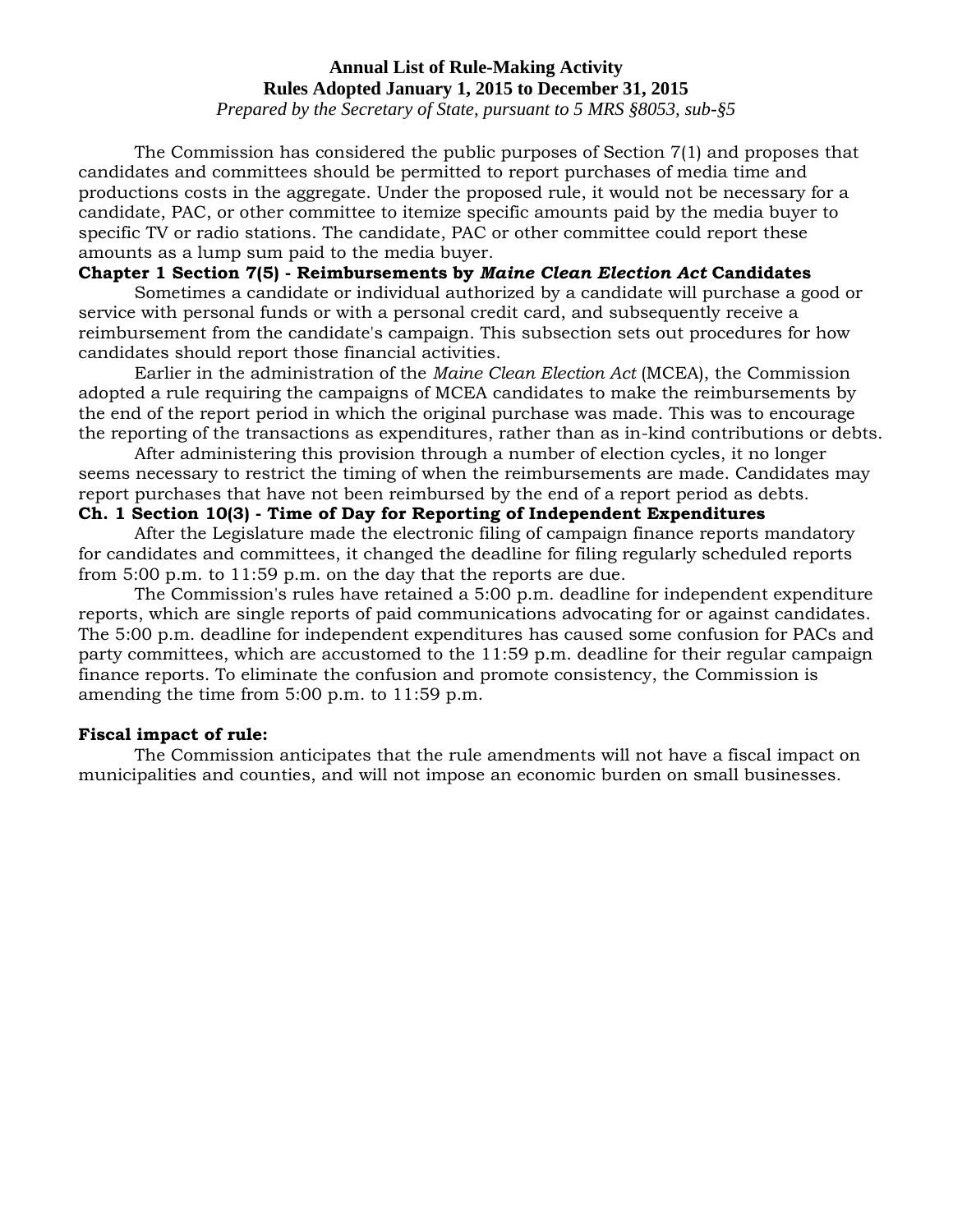The Commission has considered the public purposes of Section 7(1) and proposes that candidates and committees should be permitted to report purchases of media time and productions costs in the aggregate. Under the proposed rule, it would not be necessary for a candidate, PAC, or other committee to itemize specific amounts paid by the media buyer to specific TV or radio stations. The candidate, PAC or other committee could report these amounts as a lump sum paid to the media buyer.

**Chapter 1 Section 7(5) - Reimbursements by *Maine Clean Election Act* Candidates**

Sometimes a candidate or individual authorized by a candidate will purchase a good or service with personal funds or with a personal credit card, and subsequently receive a reimbursement from the candidate's campaign. This subsection sets out procedures for how candidates should report those financial activities.

Earlier in the administration of the *Maine Clean Election Act* (MCEA), the Commission adopted a rule requiring the campaigns of MCEA candidates to make the reimbursements by the end of the report period in which the original purchase was made. This was to encourage the reporting of the transactions as expenditures, rather than as in-kind contributions or debts.

After administering this provision through a number of election cycles, it no longer seems necessary to restrict the timing of when the reimbursements are made. Candidates may report purchases that have not been reimbursed by the end of a report period as debts.

**Ch. 1 Section 10(3) - Time of Day for Reporting of Independent Expenditures**

After the Legislature made the electronic filing of campaign finance reports mandatory for candidates and committees, it changed the deadline for filing regularly scheduled reports from 5:00 p.m. to 11:59 p.m. on the day that the reports are due.

The Commission's rules have retained a 5:00 p.m. deadline for independent expenditure reports, which are single reports of paid communications advocating for or against candidates. The 5:00 p.m. deadline for independent expenditures has caused some confusion for PACs and party committees, which are accustomed to the 11:59 p.m. deadline for their regular campaign finance reports. To eliminate the confusion and promote consistency, the Commission is amending the time from 5:00 p.m. to 11:59 p.m.

**Fiscal impact of rule:**

The Commission anticipates that the rule amendments will not have a fiscal impact on municipalities and counties, and will not impose an economic burden on small businesses.